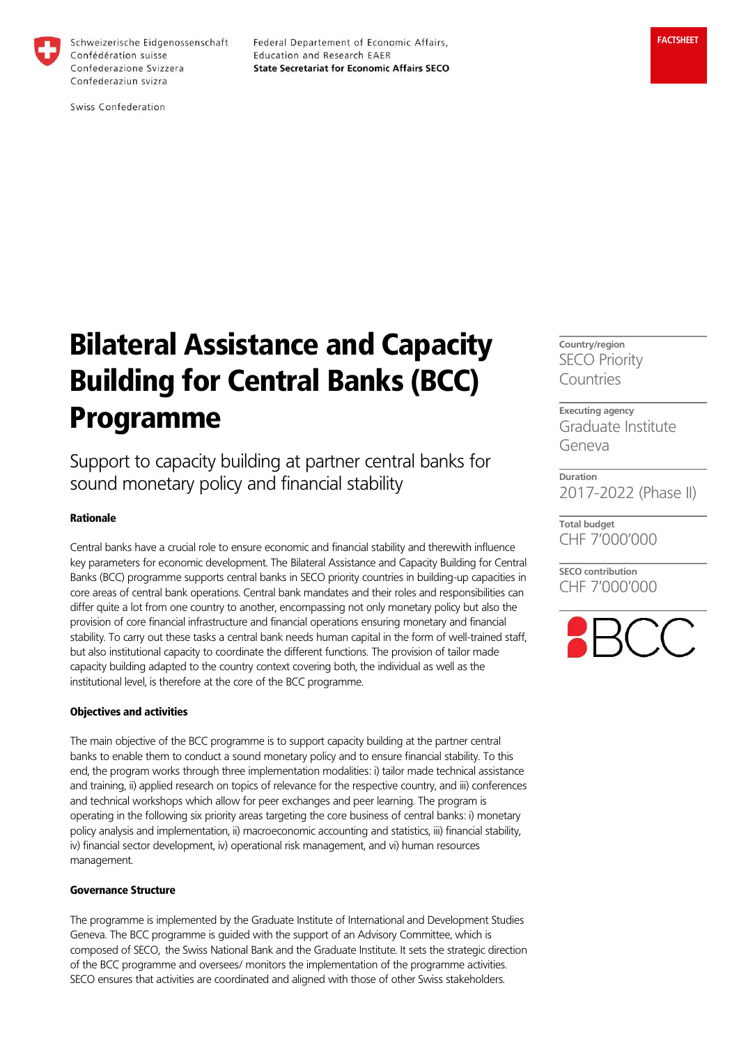Schweizerische Eidgenossenschaft
Confédération suisse
Confederazione Svizzera
Confederaziun svizra

Swiss Confederation

Federal Departement of Economic Affairs,
Education and Research EAER
**State Secretariat for Economic Affairs SECO**

FACTSHEET

# Bilateral Assistance and Capacity Building for Central Banks (BCC) Programme

## Support to capacity building at partner central banks for sound monetary policy and financial stability

**Country/region**
SECO Priority Countries

**Executing agency**
Graduate Institute Geneva

**Duration**
2017-2022 (Phase II)

**Total budget**
CHF 7'000'000

**SECO contribution**
CHF 7'000'000

BCC

### Rationale

Central banks have a crucial role to ensure economic and financial stability and therewith influence key parameters for economic development. The Bilateral Assistance and Capacity Building for Central Banks (BCC) programme supports central banks in SECO priority countries in building-up capacities in core areas of central bank operations. Central bank mandates and their roles and responsibilities can differ quite a lot from one country to another, encompassing not only monetary policy but also the provision of core financial infrastructure and financial operations ensuring monetary and financial stability. To carry out these tasks a central bank needs human capital in the form of well-trained staff, but also institutional capacity to coordinate the different functions. The provision of tailor made capacity building adapted to the country context covering both, the individual as well as the institutional level, is therefore at the core of the BCC programme.

### Objectives and activities

The main objective of the BCC programme is to support capacity building at the partner central banks to enable them to conduct a sound monetary policy and to ensure financial stability. To this end, the program works through three implementation modalities: i) tailor made technical assistance and training, ii) applied research on topics of relevance for the respective country, and iii) conferences and technical workshops which allow for peer exchanges and peer learning. The program is operating in the following six priority areas targeting the core business of central banks: i) monetary policy analysis and implementation, ii) macroeconomic accounting and statistics, iii) financial stability, iv) financial sector development, iv) operational risk management, and vi) human resources management.

### Governance Structure

The programme is implemented by the Graduate Institute of International and Development Studies Geneva. The BCC programme is guided with the support of an Advisory Committee, which is composed of SECO, the Swiss National Bank and the Graduate Institute. It sets the strategic direction of the BCC programme and oversees/ monitors the implementation of the programme activities. SECO ensures that activities are coordinated and aligned with those of other Swiss stakeholders.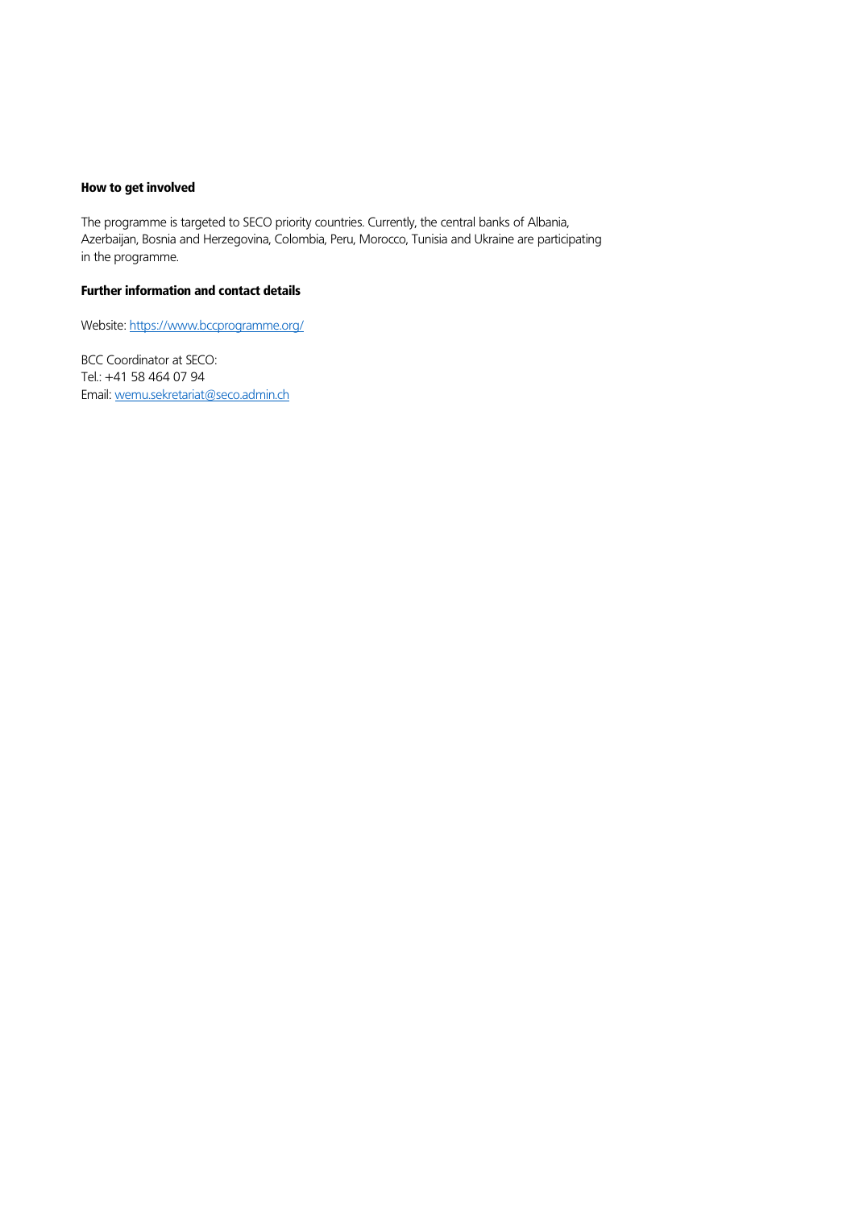**How to get involved**

The programme is targeted to SECO priority countries. Currently, the central banks of Albania, Azerbaijan, Bosnia and Herzegovina, Colombia, Peru, Morocco, Tunisia and Ukraine are participating in the programme.

**Further information and contact details**

Website: [https://www.bccprogramme.org/](https://www.bccprogramme.org/)

BCC Coordinator at SECO:
Tel.: +41 58 464 07 94
Email: [wemu.sekretariat@seco.admin.ch](mailto:wemu.sekretariat@seco.admin.ch)